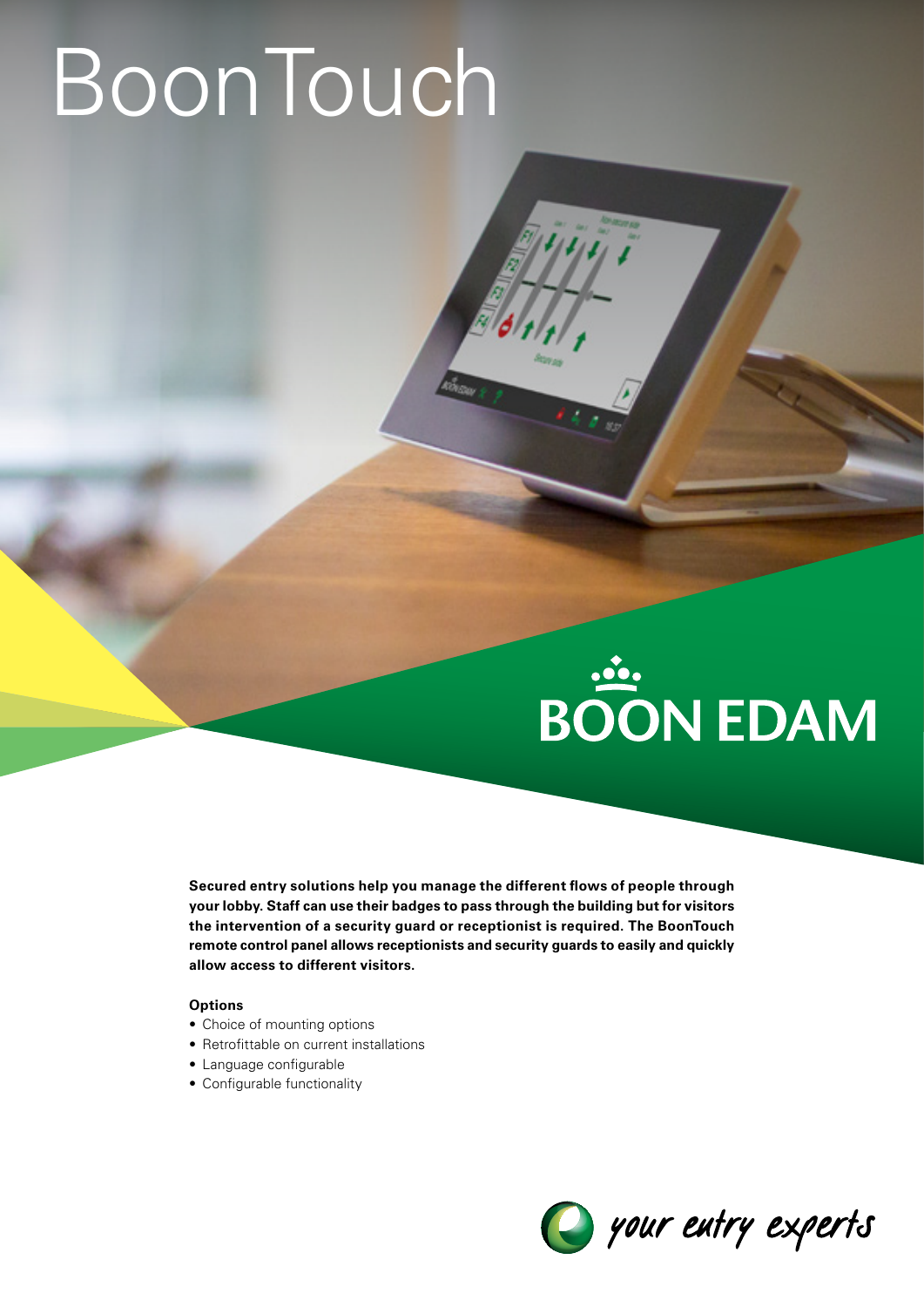# BoonTouch

BOON EDAM

**Secured entry solutions help you manage the different flows of people through your lobby. Staff can use their badges to pass through the building but for visitors the intervention of a security guard or receptionist is required. The BoonTouch remote control panel allows receptionists and security guards to easily and quickly allow access to different visitors.**

**Options**

- Choice of mounting options
- Retrofittable on current installations
- Language configurable
- Configurable functionality

*your entry experts*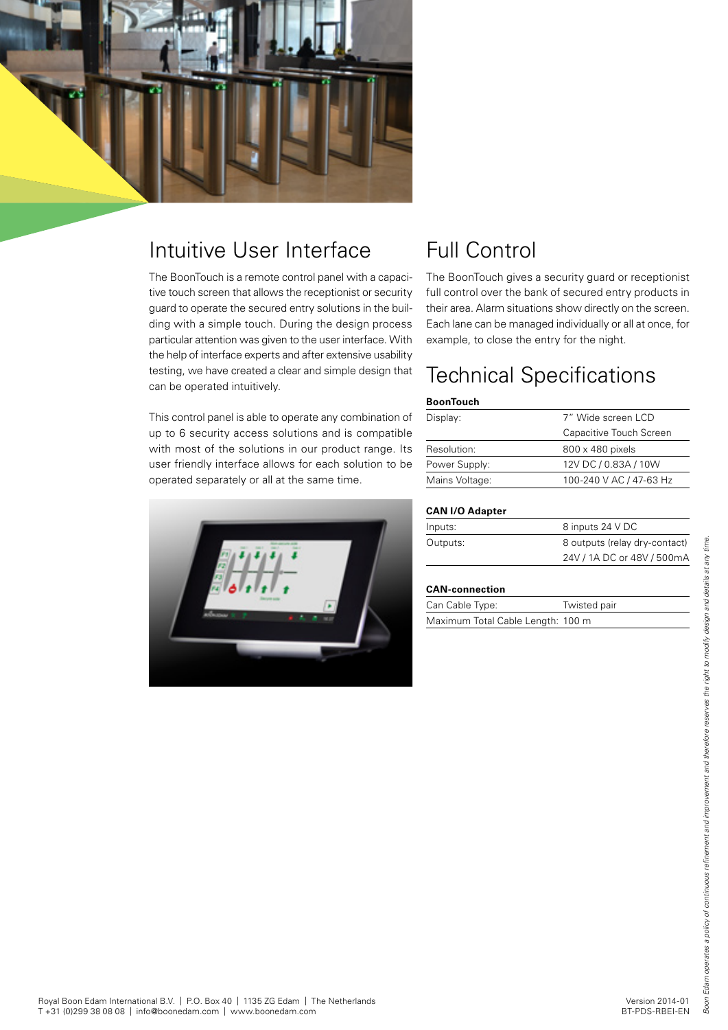## Intuitive User Interface

The BoonTouch is a remote control panel with a capacitive touch screen that allows the receptionist or security guard to operate the secured entry solutions in the building with a simple touch. During the design process particular attention was given to the user interface. With the help of interface experts and after extensive usability testing, we have created a clear and simple design that can be operated intuitively.

This control panel is able to operate any combination of up to 6 security access solutions and is compatible with most of the solutions in our product range. Its user friendly interface allows for each solution to be operated separately or all at the same time.

## Full Control

The BoonTouch gives a security guard or receptionist full control over the bank of secured entry products in their area. Alarm situations show directly on the screen. Each lane can be managed individually or all at once, for example, to close the entry for the night.

## Technical Specifications

**BoonTouch**

| | |
|---|---|
| Display: | 7" Wide screen LCD<br>Capacitive Touch Screen |
| Resolution: | 800 x 480 pixels |
| Power Supply: | 12V DC / 0.83A / 10W |
| Mains Voltage: | 100-240 V AC / 47-63 Hz |

**CAN I/O Adapter**

| | |
|---|---|
| Inputs: | 8 inputs 24 V DC |
| Outputs: | 8 outputs (relay dry-contact)<br>24V / 1A DC or 48V / 500mA |

**CAN-connection**

| | |
|---|---|
| Can Cable Type: | Twisted pair |
| Maximum Total Cable Length: | 100 m |

Royal Boon Edam International B.V. | P.O. Box 40 | 1135 ZG Edam | The Netherlands
T +31 (0)299 38 08 08 | info@boonedam.com | www.boonedam.com

Version 2014-01
BT-PDS-RBEI-EN

*Boon Edam operates a policy of continuous refinement and improvement and therefore reserves the right to modify design and details at any time.*